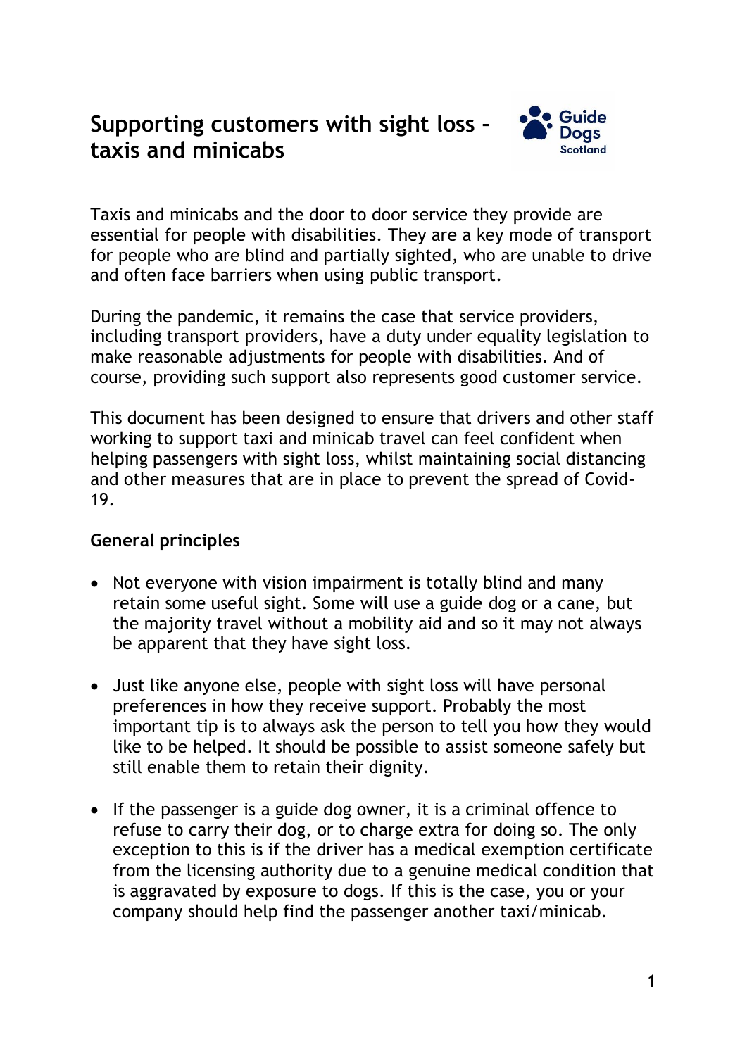# Supporting customers with sight loss – taxis and minicabs

Taxis and minicabs and the door to door service they provide are essential for people with disabilities. They are a key mode of transport for people who are blind and partially sighted, who are unable to drive and often face barriers when using public transport.

During the pandemic, it remains the case that service providers, including transport providers, have a duty under equality legislation to make reasonable adjustments for people with disabilities. And of course, providing such support also represents good customer service.

This document has been designed to ensure that drivers and other staff working to support taxi and minicab travel can feel confident when helping passengers with sight loss, whilst maintaining social distancing and other measures that are in place to prevent the spread of Covid-19.

**General principles**

- Not everyone with vision impairment is totally blind and many retain some useful sight. Some will use a guide dog or a cane, but the majority travel without a mobility aid and so it may not always be apparent that they have sight loss.

- Just like anyone else, people with sight loss will have personal preferences in how they receive support. Probably the most important tip is to always ask the person to tell you how they would like to be helped. It should be possible to assist someone safely but still enable them to retain their dignity.

- If the passenger is a guide dog owner, it is a criminal offence to refuse to carry their dog, or to charge extra for doing so. The only exception to this is if the driver has a medical exemption certificate from the licensing authority due to a genuine medical condition that is aggravated by exposure to dogs. If this is the case, you or your company should help find the passenger another taxi/minicab.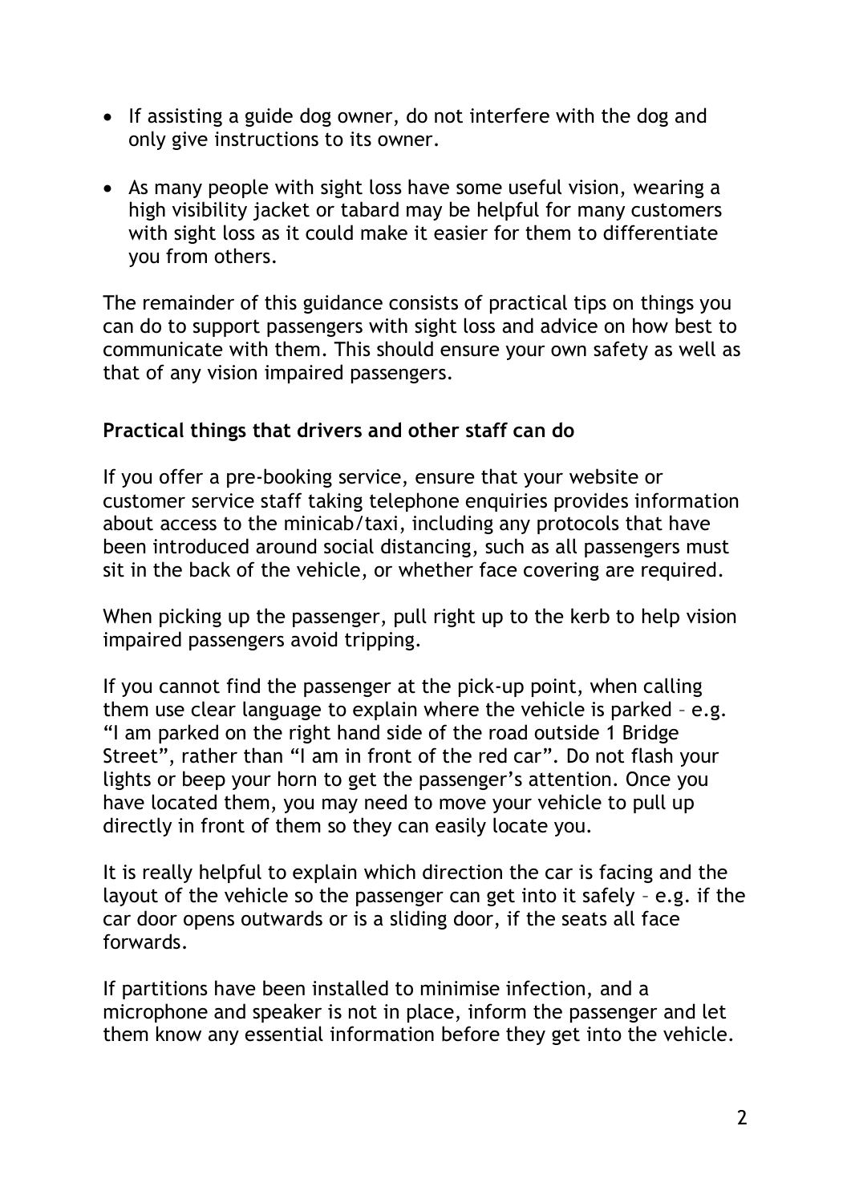- If assisting a guide dog owner, do not interfere with the dog and only give instructions to its owner.
- As many people with sight loss have some useful vision, wearing a high visibility jacket or tabard may be helpful for many customers with sight loss as it could make it easier for them to differentiate you from others.

The remainder of this guidance consists of practical tips on things you can do to support passengers with sight loss and advice on how best to communicate with them. This should ensure your own safety as well as that of any vision impaired passengers.

**Practical things that drivers and other staff can do**

If you offer a pre-booking service, ensure that your website or customer service staff taking telephone enquiries provides information about access to the minicab/taxi, including any protocols that have been introduced around social distancing, such as all passengers must sit in the back of the vehicle, or whether face covering are required.

When picking up the passenger, pull right up to the kerb to help vision impaired passengers avoid tripping.

If you cannot find the passenger at the pick-up point, when calling them use clear language to explain where the vehicle is parked – e.g. "I am parked on the right hand side of the road outside 1 Bridge Street", rather than "I am in front of the red car". Do not flash your lights or beep your horn to get the passenger's attention. Once you have located them, you may need to move your vehicle to pull up directly in front of them so they can easily locate you.

It is really helpful to explain which direction the car is facing and the layout of the vehicle so the passenger can get into it safely – e.g. if the car door opens outwards or is a sliding door, if the seats all face forwards.

If partitions have been installed to minimise infection, and a microphone and speaker is not in place, inform the passenger and let them know any essential information before they get into the vehicle.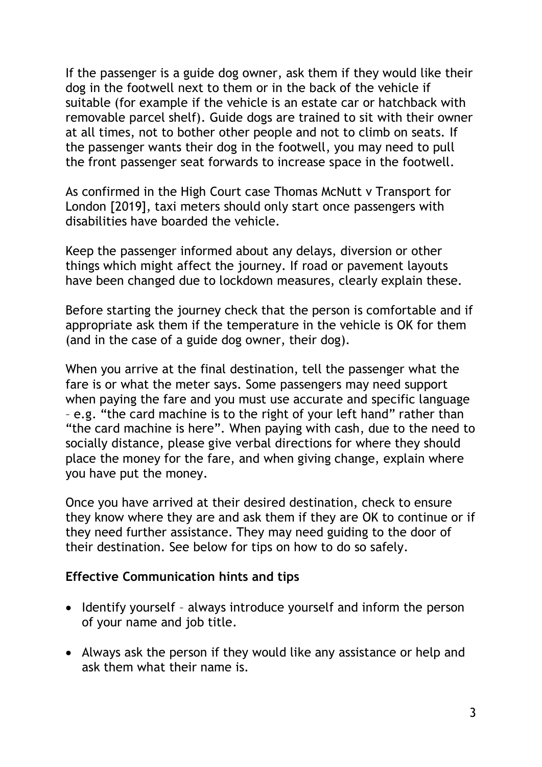If the passenger is a guide dog owner, ask them if they would like their dog in the footwell next to them or in the back of the vehicle if suitable (for example if the vehicle is an estate car or hatchback with removable parcel shelf). Guide dogs are trained to sit with their owner at all times, not to bother other people and not to climb on seats. If the passenger wants their dog in the footwell, you may need to pull the front passenger seat forwards to increase space in the footwell.

As confirmed in the High Court case Thomas McNutt v Transport for London [2019], taxi meters should only start once passengers with disabilities have boarded the vehicle.

Keep the passenger informed about any delays, diversion or other things which might affect the journey. If road or pavement layouts have been changed due to lockdown measures, clearly explain these.

Before starting the journey check that the person is comfortable and if appropriate ask them if the temperature in the vehicle is OK for them (and in the case of a guide dog owner, their dog).

When you arrive at the final destination, tell the passenger what the fare is or what the meter says. Some passengers may need support when paying the fare and you must use accurate and specific language – e.g. "the card machine is to the right of your left hand" rather than "the card machine is here". When paying with cash, due to the need to socially distance, please give verbal directions for where they should place the money for the fare, and when giving change, explain where you have put the money.

Once you have arrived at their desired destination, check to ensure they know where they are and ask them if they are OK to continue or if they need further assistance. They may need guiding to the door of their destination. See below for tips on how to do so safely.

**Effective Communication hints and tips**

- Identify yourself – always introduce yourself and inform the person of your name and job title.
- Always ask the person if they would like any assistance or help and ask them what their name is.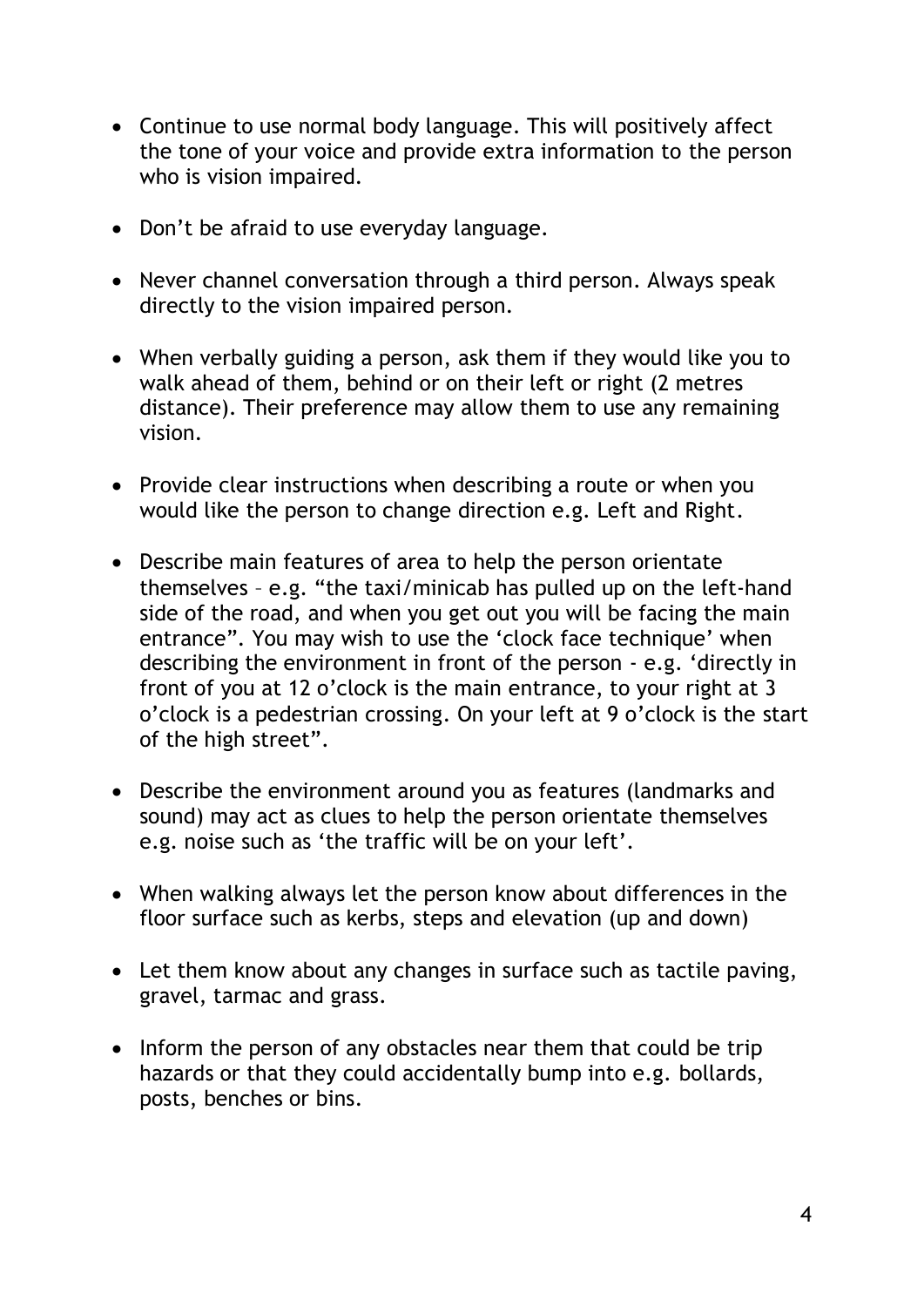- Continue to use normal body language. This will positively affect the tone of your voice and provide extra information to the person who is vision impaired.

- Don't be afraid to use everyday language.

- Never channel conversation through a third person. Always speak directly to the vision impaired person.

- When verbally guiding a person, ask them if they would like you to walk ahead of them, behind or on their left or right (2 metres distance). Their preference may allow them to use any remaining vision.

- Provide clear instructions when describing a route or when you would like the person to change direction e.g. Left and Right.

- Describe main features of area to help the person orientate themselves – e.g. "the taxi/minicab has pulled up on the left-hand side of the road, and when you get out you will be facing the main entrance". You may wish to use the 'clock face technique' when describing the environment in front of the person - e.g. 'directly in front of you at 12 o'clock is the main entrance, to your right at 3 o'clock is a pedestrian crossing. On your left at 9 o'clock is the start of the high street".

- Describe the environment around you as features (landmarks and sound) may act as clues to help the person orientate themselves e.g. noise such as 'the traffic will be on your left'.

- When walking always let the person know about differences in the floor surface such as kerbs, steps and elevation (up and down)

- Let them know about any changes in surface such as tactile paving, gravel, tarmac and grass.

- Inform the person of any obstacles near them that could be trip hazards or that they could accidentally bump into e.g. bollards, posts, benches or bins.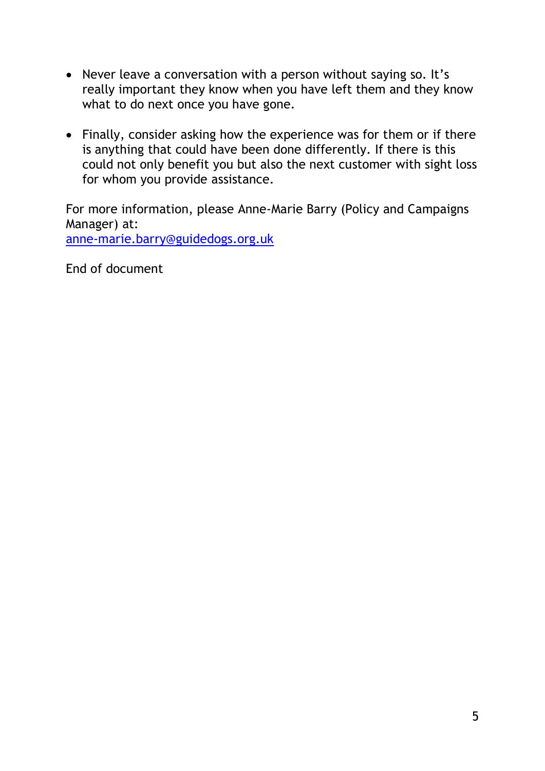- Never leave a conversation with a person without saying so. It's really important they know when you have left them and they know what to do next once you have gone.

- Finally, consider asking how the experience was for them or if there is anything that could have been done differently. If there is this could not only benefit you but also the next customer with sight loss for whom you provide assistance.

For more information, please Anne-Marie Barry (Policy and Campaigns Manager) at:
[anne-marie.barry@guidedogs.org.uk](mailto:anne-marie.barry@guidedogs.org.uk)

End of document